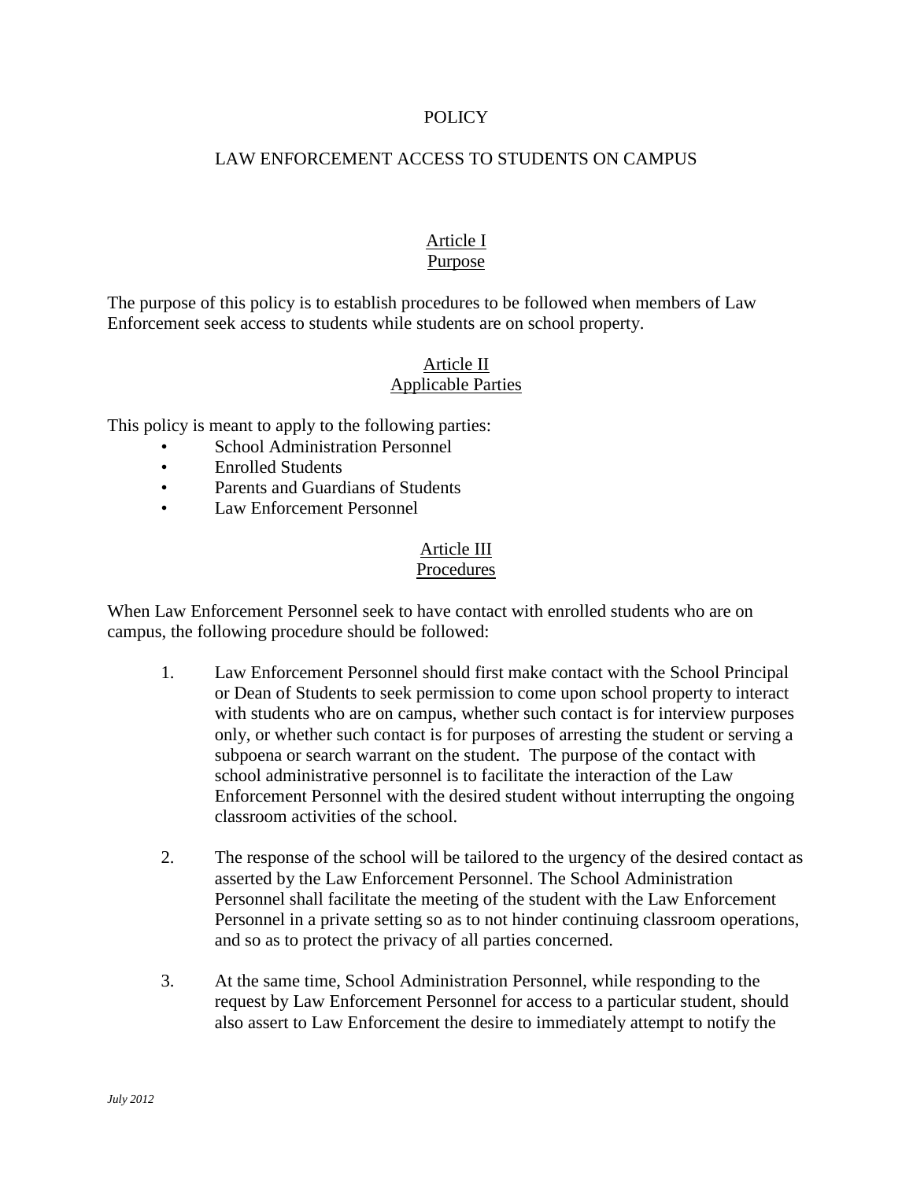# POLICY

## LAW ENFORCEMENT ACCESS TO STUDENTS ON CAMPUS

### Article I
### Purpose

The purpose of this policy is to establish procedures to be followed when members of Law Enforcement seek access to students while students are on school property.

### Article II
### Applicable Parties

This policy is meant to apply to the following parties:

- School Administration Personnel
- Enrolled Students
- Parents and Guardians of Students
- Law Enforcement Personnel

### Article III
### Procedures

When Law Enforcement Personnel seek to have contact with enrolled students who are on campus, the following procedure should be followed:

1. Law Enforcement Personnel should first make contact with the School Principal or Dean of Students to seek permission to come upon school property to interact with students who are on campus, whether such contact is for interview purposes only, or whether such contact is for purposes of arresting the student or serving a subpoena or search warrant on the student. The purpose of the contact with school administrative personnel is to facilitate the interaction of the Law Enforcement Personnel with the desired student without interrupting the ongoing classroom activities of the school.

2. The response of the school will be tailored to the urgency of the desired contact as asserted by the Law Enforcement Personnel. The School Administration Personnel shall facilitate the meeting of the student with the Law Enforcement Personnel in a private setting so as to not hinder continuing classroom operations, and so as to protect the privacy of all parties concerned.

3. At the same time, School Administration Personnel, while responding to the request by Law Enforcement Personnel for access to a particular student, should also assert to Law Enforcement the desire to immediately attempt to notify the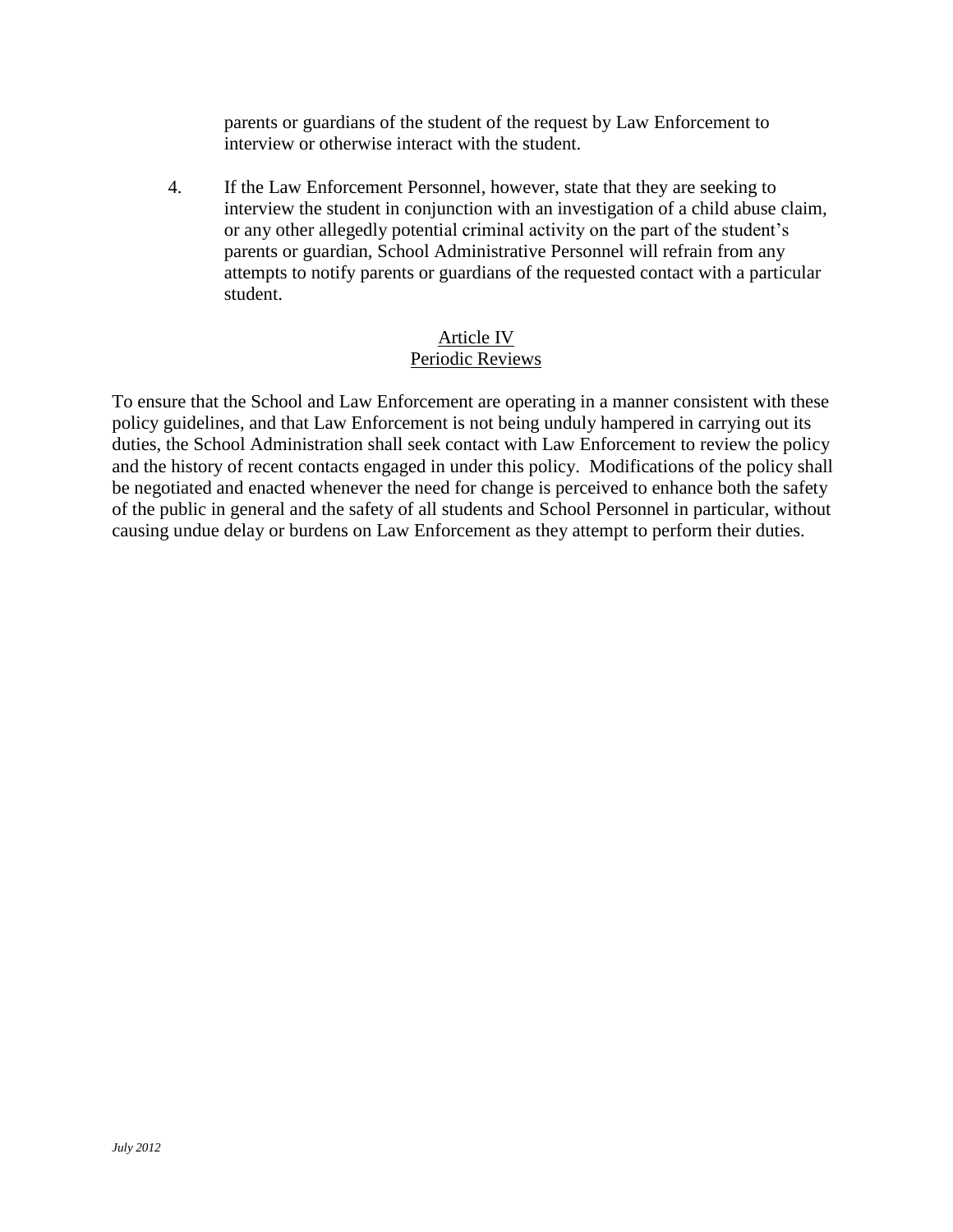parents or guardians of the student of the request by Law Enforcement to interview or otherwise interact with the student.

4. If the Law Enforcement Personnel, however, state that they are seeking to interview the student in conjunction with an investigation of a child abuse claim, or any other allegedly potential criminal activity on the part of the student's parents or guardian, School Administrative Personnel will refrain from any attempts to notify parents or guardians of the requested contact with a particular student.

## Article IV
## Periodic Reviews

To ensure that the School and Law Enforcement are operating in a manner consistent with these policy guidelines, and that Law Enforcement is not being unduly hampered in carrying out its duties, the School Administration shall seek contact with Law Enforcement to review the policy and the history of recent contacts engaged in under this policy. Modifications of the policy shall be negotiated and enacted whenever the need for change is perceived to enhance both the safety of the public in general and the safety of all students and School Personnel in particular, without causing undue delay or burdens on Law Enforcement as they attempt to perform their duties.